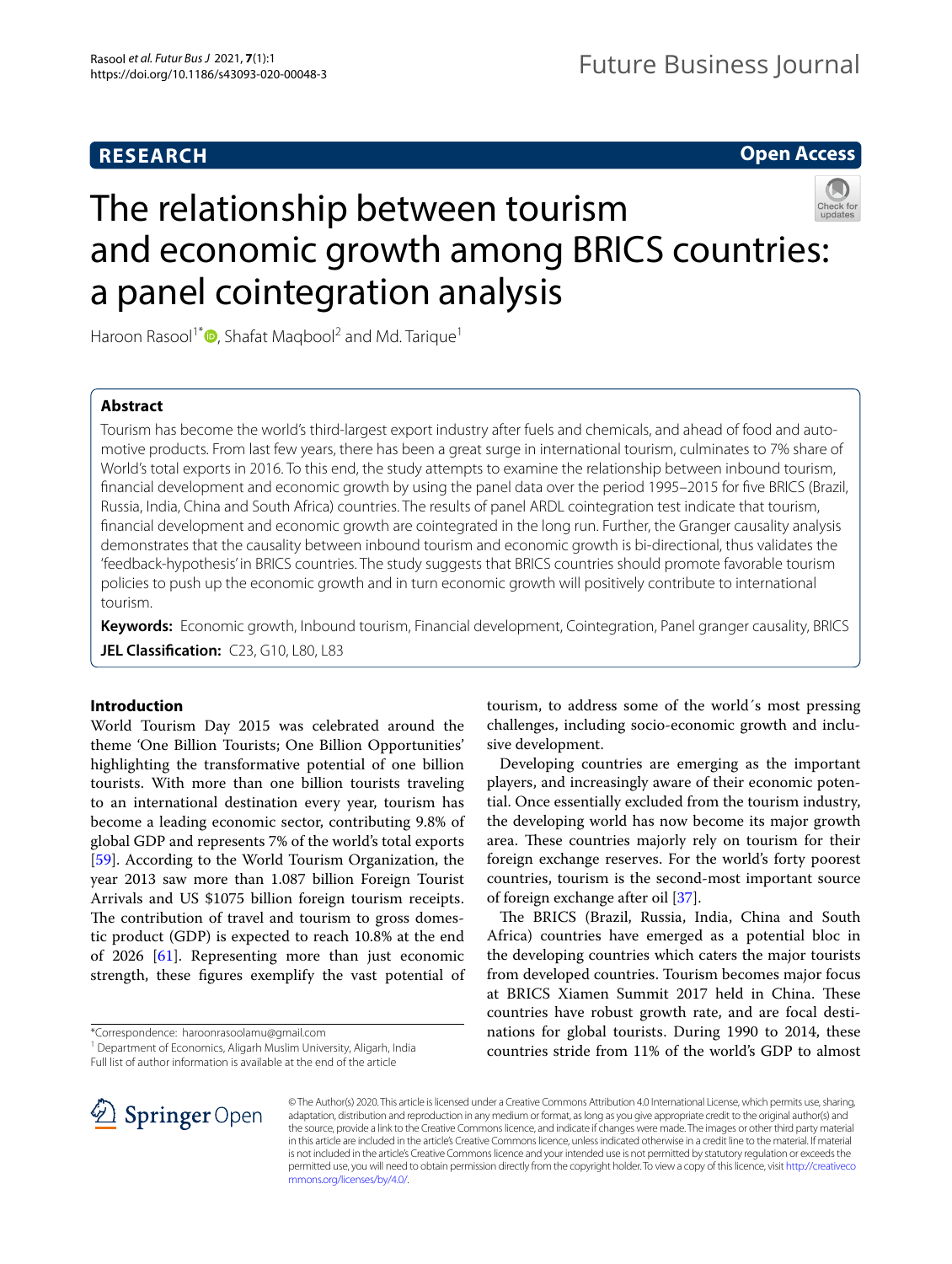RESEARCH

Open Access

# The relationship between tourism and economic growth among BRICS countries: a panel cointegration analysis

Haroon Rasool[1*], Shafat Maqbool[2] and Md. Tarique[1]

## Abstract

Tourism has become the world's third-largest export industry after fuels and chemicals, and ahead of food and automotive products. From last few years, there has been a great surge in international tourism, culminates to 7% share of World's total exports in 2016. To this end, the study attempts to examine the relationship between inbound tourism, financial development and economic growth by using the panel data over the period 1995–2015 for five BRICS (Brazil, Russia, India, China and South Africa) countries. The results of panel ARDL cointegration test indicate that tourism, financial development and economic growth are cointegrated in the long run. Further, the Granger causality analysis demonstrates that the causality between inbound tourism and economic growth is bi-directional, thus validates the 'feedback-hypothesis' in BRICS countries. The study suggests that BRICS countries should promote favorable tourism policies to push up the economic growth and in turn economic growth will positively contribute to international tourism.

**Keywords:** Economic growth, Inbound tourism, Financial development, Cointegration, Panel granger causality, BRICS

**JEL Classification:** C23, G10, L80, L83

## Introduction

World Tourism Day 2015 was celebrated around the theme 'One Billion Tourists; One Billion Opportunities' highlighting the transformative potential of one billion tourists. With more than one billion tourists traveling to an international destination every year, tourism has become a leading economic sector, contributing 9.8% of global GDP and represents 7% of the world's total exports [59]. According to the World Tourism Organization, the year 2013 saw more than 1.087 billion Foreign Tourist Arrivals and US $1075 billion foreign tourism receipts. The contribution of travel and tourism to gross domestic product (GDP) is expected to reach 10.8% at the end of 2026 [61]. Representing more than just economic strength, these figures exemplify the vast potential of tourism, to address some of the world´s most pressing challenges, including socio-economic growth and inclusive development.

Developing countries are emerging as the important players, and increasingly aware of their economic potential. Once essentially excluded from the tourism industry, the developing world has now become its major growth area. These countries majorly rely on tourism for their foreign exchange reserves. For the world's forty poorest countries, tourism is the second-most important source of foreign exchange after oil [37].

The BRICS (Brazil, Russia, India, China and South Africa) countries have emerged as a potential bloc in the developing countries which caters the major tourists from developed countries. Tourism becomes major focus at BRICS Xiamen Summit 2017 held in China. These countries have robust growth rate, and are focal destinations for global tourists. During 1990 to 2014, these countries stride from 11% of the world's GDP to almost

*Correspondence: haroonrasoolamu@gmail.com
[1] Department of Economics, Aligarh Muslim University, Aligarh, India
Full list of author information is available at the end of the article

© The Author(s) 2020. This article is licensed under a Creative Commons Attribution 4.0 International License, which permits use, sharing, adaptation, distribution and reproduction in any medium or format, as long as you give appropriate credit to the original author(s) and the source, provide a link to the Creative Commons licence, and indicate if changes were made. The images or other third party material in this article are included in the article's Creative Commons licence, unless indicated otherwise in a credit line to the material. If material is not included in the article's Creative Commons licence and your intended use is not permitted by statutory regulation or exceeds the permitted use, you will need to obtain permission directly from the copyright holder. To view a copy of this licence, visit http://creativecommons.org/licenses/by/4.0/.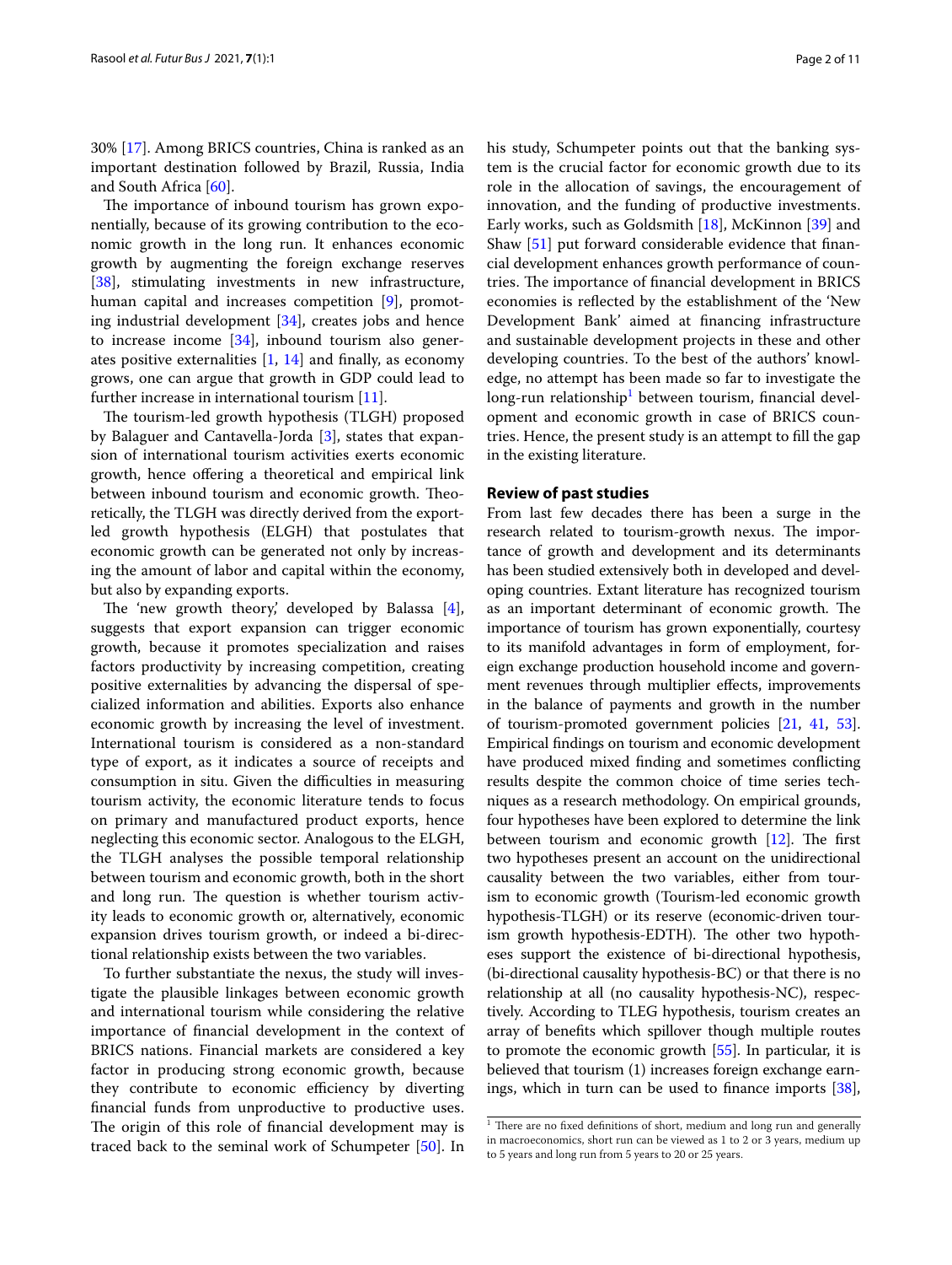30% [17]. Among BRICS countries, China is ranked as an important destination followed by Brazil, Russia, India and South Africa [60].

The importance of inbound tourism has grown exponentially, because of its growing contribution to the economic growth in the long run. It enhances economic growth by augmenting the foreign exchange reserves [38], stimulating investments in new infrastructure, human capital and increases competition [9], promoting industrial development [34], creates jobs and hence to increase income [34], inbound tourism also generates positive externalities [1, 14] and finally, as economy grows, one can argue that growth in GDP could lead to further increase in international tourism [11].

The tourism-led growth hypothesis (TLGH) proposed by Balaguer and Cantavella-Jorda [3], states that expansion of international tourism activities exerts economic growth, hence offering a theoretical and empirical link between inbound tourism and economic growth. Theoretically, the TLGH was directly derived from the export-led growth hypothesis (ELGH) that postulates that economic growth can be generated not only by increasing the amount of labor and capital within the economy, but also by expanding exports.

The 'new growth theory,' developed by Balassa [4], suggests that export expansion can trigger economic growth, because it promotes specialization and raises factors productivity by increasing competition, creating positive externalities by advancing the dispersal of specialized information and abilities. Exports also enhance economic growth by increasing the level of investment. International tourism is considered as a non-standard type of export, as it indicates a source of receipts and consumption in situ. Given the difficulties in measuring tourism activity, the economic literature tends to focus on primary and manufactured product exports, hence neglecting this economic sector. Analogous to the ELGH, the TLGH analyses the possible temporal relationship between tourism and economic growth, both in the short and long run. The question is whether tourism activity leads to economic growth or, alternatively, economic expansion drives tourism growth, or indeed a bi-directional relationship exists between the two variables.

To further substantiate the nexus, the study will investigate the plausible linkages between economic growth and international tourism while considering the relative importance of financial development in the context of BRICS nations. Financial markets are considered a key factor in producing strong economic growth, because they contribute to economic efficiency by diverting financial funds from unproductive to productive uses. The origin of this role of financial development may is traced back to the seminal work of Schumpeter [50]. In his study, Schumpeter points out that the banking system is the crucial factor for economic growth due to its role in the allocation of savings, the encouragement of innovation, and the funding of productive investments. Early works, such as Goldsmith [18], McKinnon [39] and Shaw [51] put forward considerable evidence that financial development enhances growth performance of countries. The importance of financial development in BRICS economies is reflected by the establishment of the 'New Development Bank' aimed at financing infrastructure and sustainable development projects in these and other developing countries. To the best of the authors' knowledge, no attempt has been made so far to investigate the long-run relationship[1] between tourism, financial development and economic growth in case of BRICS countries. Hence, the present study is an attempt to fill the gap in the existing literature.

## Review of past studies

From last few decades there has been a surge in the research related to tourism-growth nexus. The importance of growth and development and its determinants has been studied extensively both in developed and developing countries. Extant literature has recognized tourism as an important determinant of economic growth. The importance of tourism has grown exponentially, courtesy to its manifold advantages in form of employment, foreign exchange production household income and government revenues through multiplier effects, improvements in the balance of payments and growth in the number of tourism-promoted government policies [21, 41, 53]. Empirical findings on tourism and economic development have produced mixed finding and sometimes conflicting results despite the common choice of time series techniques as a research methodology. On empirical grounds, four hypotheses have been explored to determine the link between tourism and economic growth [12]. The first two hypotheses present an account on the unidirectional causality between the two variables, either from tourism to economic growth (Tourism-led economic growth hypothesis-TLGH) or its reserve (economic-driven tourism growth hypothesis-EDTH). The other two hypotheses support the existence of bi-directional hypothesis, (bi-directional causality hypothesis-BC) or that there is no relationship at all (no causality hypothesis-NC), respectively. According to TLEG hypothesis, tourism creates an array of benefits which spillover though multiple routes to promote the economic growth [55]. In particular, it is believed that tourism (1) increases foreign exchange earnings, which in turn can be used to finance imports [38],

[1] There are no fixed definitions of short, medium and long run and generally in macroeconomics, short run can be viewed as 1 to 2 or 3 years, medium up to 5 years and long run from 5 years to 20 or 25 years.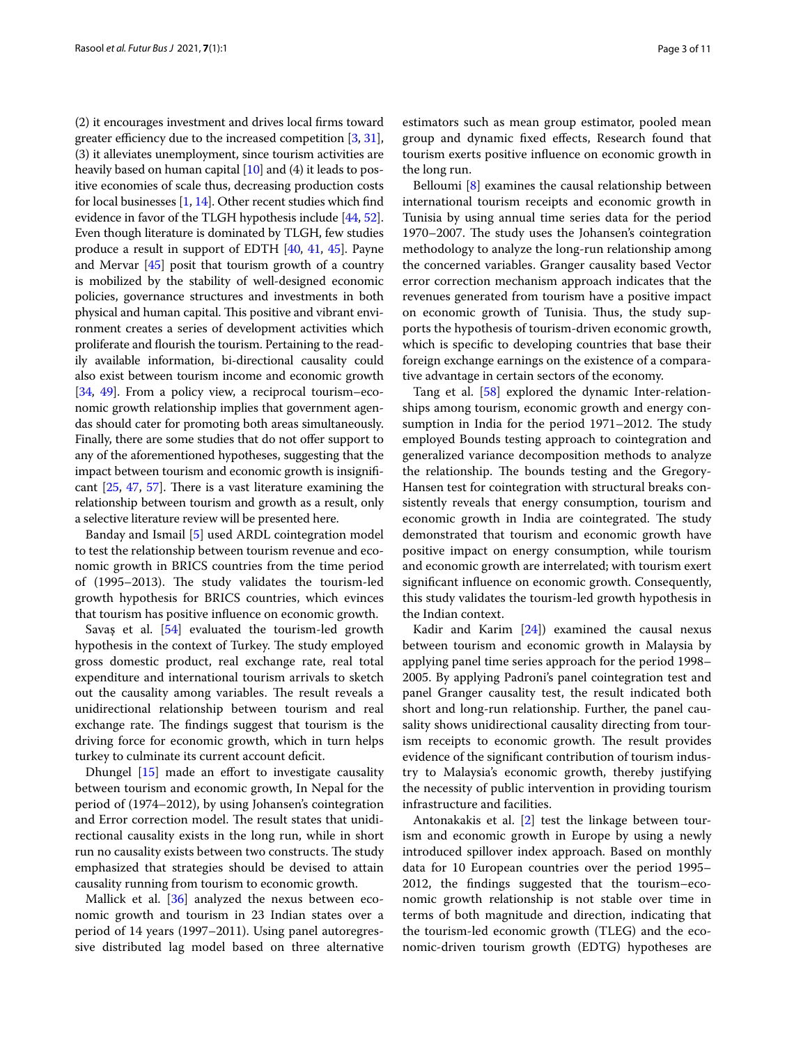(2) it encourages investment and drives local firms toward greater efficiency due to the increased competition [3, 31], (3) it alleviates unemployment, since tourism activities are heavily based on human capital [10] and (4) it leads to positive economies of scale thus, decreasing production costs for local businesses [1, 14]. Other recent studies which find evidence in favor of the TLGH hypothesis include [44, 52]. Even though literature is dominated by TLGH, few studies produce a result in support of EDTH [40, 41, 45]. Payne and Mervar [45] posit that tourism growth of a country is mobilized by the stability of well-designed economic policies, governance structures and investments in both physical and human capital. This positive and vibrant environment creates a series of development activities which proliferate and flourish the tourism. Pertaining to the readily available information, bi-directional causality could also exist between tourism income and economic growth [34, 49]. From a policy view, a reciprocal tourism–economic growth relationship implies that government agendas should cater for promoting both areas simultaneously. Finally, there are some studies that do not offer support to any of the aforementioned hypotheses, suggesting that the impact between tourism and economic growth is insignificant [25, 47, 57]. There is a vast literature examining the relationship between tourism and growth as a result, only a selective literature review will be presented here.

Banday and Ismail [5] used ARDL cointegration model to test the relationship between tourism revenue and economic growth in BRICS countries from the time period of (1995–2013). The study validates the tourism-led growth hypothesis for BRICS countries, which evinces that tourism has positive influence on economic growth.

Savaş et al. [54] evaluated the tourism-led growth hypothesis in the context of Turkey. The study employed gross domestic product, real exchange rate, real total expenditure and international tourism arrivals to sketch out the causality among variables. The result reveals a unidirectional relationship between tourism and real exchange rate. The findings suggest that tourism is the driving force for economic growth, which in turn helps turkey to culminate its current account deficit.

Dhungel [15] made an effort to investigate causality between tourism and economic growth, In Nepal for the period of (1974–2012), by using Johansen's cointegration and Error correction model. The result states that unidirectional causality exists in the long run, while in short run no causality exists between two constructs. The study emphasized that strategies should be devised to attain causality running from tourism to economic growth.

Mallick et al. [36] analyzed the nexus between economic growth and tourism in 23 Indian states over a period of 14 years (1997–2011). Using panel autoregressive distributed lag model based on three alternative estimators such as mean group estimator, pooled mean group and dynamic fixed effects, Research found that tourism exerts positive influence on economic growth in the long run.

Belloumi [8] examines the causal relationship between international tourism receipts and economic growth in Tunisia by using annual time series data for the period 1970–2007. The study uses the Johansen's cointegration methodology to analyze the long-run relationship among the concerned variables. Granger causality based Vector error correction mechanism approach indicates that the revenues generated from tourism have a positive impact on economic growth of Tunisia. Thus, the study supports the hypothesis of tourism-driven economic growth, which is specific to developing countries that base their foreign exchange earnings on the existence of a comparative advantage in certain sectors of the economy.

Tang et al. [58] explored the dynamic Inter-relationships among tourism, economic growth and energy consumption in India for the period 1971–2012. The study employed Bounds testing approach to cointegration and generalized variance decomposition methods to analyze the relationship. The bounds testing and the Gregory-Hansen test for cointegration with structural breaks consistently reveals that energy consumption, tourism and economic growth in India are cointegrated. The study demonstrated that tourism and economic growth have positive impact on energy consumption, while tourism and economic growth are interrelated; with tourism exert significant influence on economic growth. Consequently, this study validates the tourism-led growth hypothesis in the Indian context.

Kadir and Karim [24]) examined the causal nexus between tourism and economic growth in Malaysia by applying panel time series approach for the period 1998–2005. By applying Padroni's panel cointegration test and panel Granger causality test, the result indicated both short and long-run relationship. Further, the panel causality shows unidirectional causality directing from tourism receipts to economic growth. The result provides evidence of the significant contribution of tourism industry to Malaysia's economic growth, thereby justifying the necessity of public intervention in providing tourism infrastructure and facilities.

Antonakakis et al. [2] test the linkage between tourism and economic growth in Europe by using a newly introduced spillover index approach. Based on monthly data for 10 European countries over the period 1995–2012, the findings suggested that the tourism–economic growth relationship is not stable over time in terms of both magnitude and direction, indicating that the tourism-led economic growth (TLEG) and the economic-driven tourism growth (EDTG) hypotheses are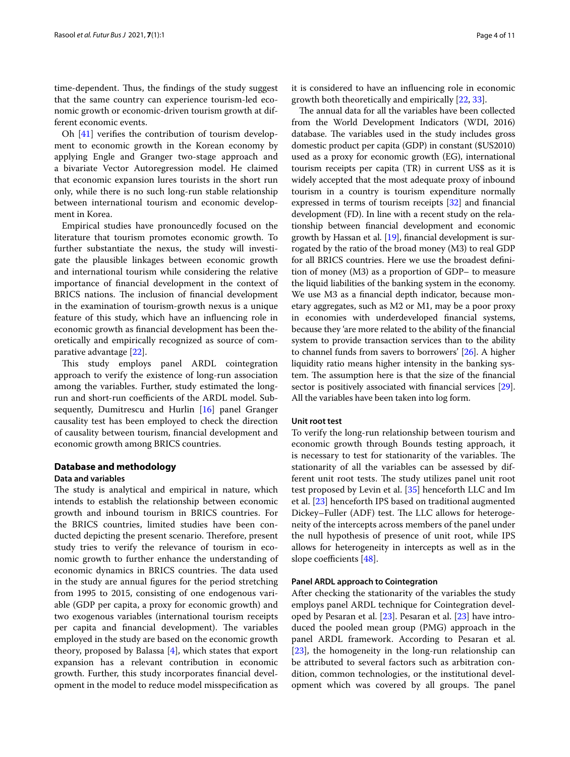time-dependent. Thus, the findings of the study suggest that the same country can experience tourism-led economic growth or economic-driven tourism growth at different economic events.

Oh [41] verifies the contribution of tourism development to economic growth in the Korean economy by applying Engle and Granger two-stage approach and a bivariate Vector Autoregression model. He claimed that economic expansion lures tourists in the short run only, while there is no such long-run stable relationship between international tourism and economic development in Korea.

Empirical studies have pronouncedly focused on the literature that tourism promotes economic growth. To further substantiate the nexus, the study will investigate the plausible linkages between economic growth and international tourism while considering the relative importance of financial development in the context of BRICS nations. The inclusion of financial development in the examination of tourism-growth nexus is a unique feature of this study, which have an influencing role in economic growth as financial development has been theoretically and empirically recognized as source of comparative advantage [22].

This study employs panel ARDL cointegration approach to verify the existence of long-run association among the variables. Further, study estimated the long-run and short-run coefficients of the ARDL model. Subsequently, Dumitrescu and Hurlin [16] panel Granger causality test has been employed to check the direction of causality between tourism, financial development and economic growth among BRICS countries.

## Database and methodology

### Data and variables

The study is analytical and empirical in nature, which intends to establish the relationship between economic growth and inbound tourism in BRICS countries. For the BRICS countries, limited studies have been conducted depicting the present scenario. Therefore, present study tries to verify the relevance of tourism in economic growth to further enhance the understanding of economic dynamics in BRICS countries. The data used in the study are annual figures for the period stretching from 1995 to 2015, consisting of one endogenous variable (GDP per capita, a proxy for economic growth) and two exogenous variables (international tourism receipts per capita and financial development). The variables employed in the study are based on the economic growth theory, proposed by Balassa [4], which states that export expansion has a relevant contribution in economic growth. Further, this study incorporates financial development in the model to reduce model misspecification as it is considered to have an influencing role in economic growth both theoretically and empirically [22, 33].

The annual data for all the variables have been collected from the World Development Indicators (WDI, 2016) database. The variables used in the study includes gross domestic product per capita (GDP) in constant ($US2010) used as a proxy for economic growth (EG), international tourism receipts per capita (TR) in current US$ as it is widely accepted that the most adequate proxy of inbound tourism in a country is tourism expenditure normally expressed in terms of tourism receipts [32] and financial development (FD). In line with a recent study on the relationship between financial development and economic growth by Hassan et al. [19], financial development is surrogated by the ratio of the broad money (M3) to real GDP for all BRICS countries. Here we use the broadest definition of money (M3) as a proportion of GDP– to measure the liquid liabilities of the banking system in the economy. We use M3 as a financial depth indicator, because monetary aggregates, such as M2 or M1, may be a poor proxy in economies with underdeveloped financial systems, because they 'are more related to the ability of the financial system to provide transaction services than to the ability to channel funds from savers to borrowers' [26]. A higher liquidity ratio means higher intensity in the banking system. The assumption here is that the size of the financial sector is positively associated with financial services [29]. All the variables have been taken into log form.

### Unit root test

To verify the long-run relationship between tourism and economic growth through Bounds testing approach, it is necessary to test for stationarity of the variables. The stationarity of all the variables can be assessed by different unit root tests. The study utilizes panel unit root test proposed by Levin et al. [35] henceforth LLC and Im et al. [23] henceforth IPS based on traditional augmented Dickey–Fuller (ADF) test. The LLC allows for heterogeneity of the intercepts across members of the panel under the null hypothesis of presence of unit root, while IPS allows for heterogeneity in intercepts as well as in the slope coefficients [48].

### Panel ARDL approach to Cointegration

After checking the stationarity of the variables the study employs panel ARDL technique for Cointegration developed by Pesaran et al. [23]. Pesaran et al. [23] have introduced the pooled mean group (PMG) approach in the panel ARDL framework. According to Pesaran et al. [23], the homogeneity in the long-run relationship can be attributed to several factors such as arbitration condition, common technologies, or the institutional development which was covered by all groups. The panel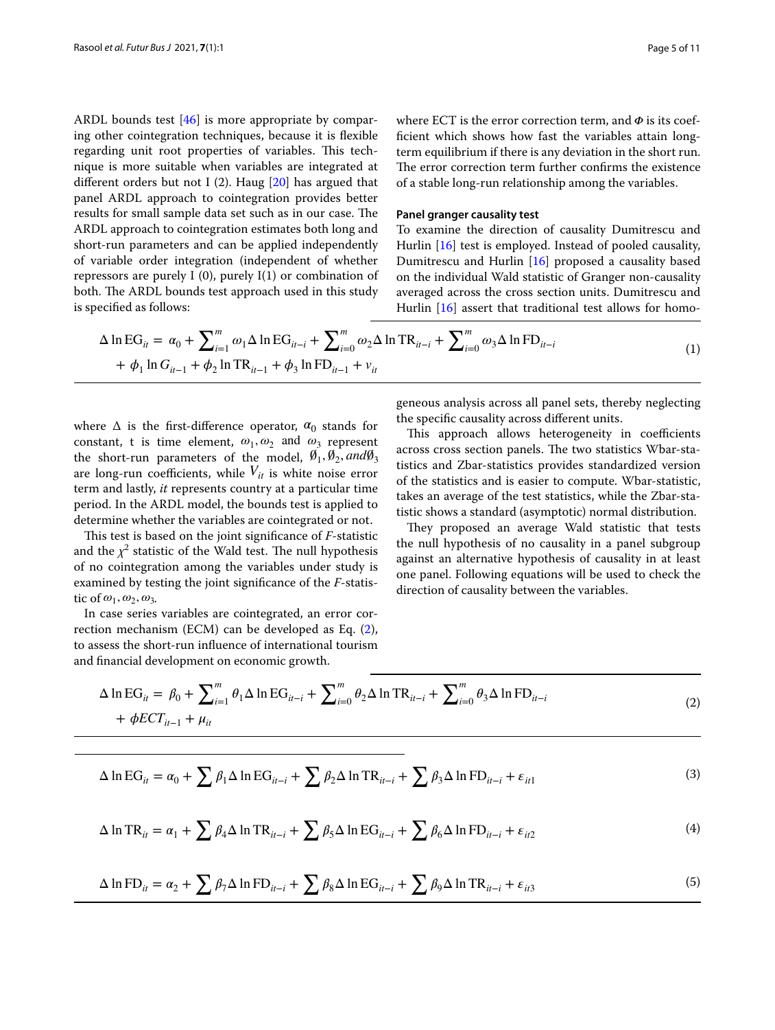ARDL bounds test [46] is more appropriate by comparing other cointegration techniques, because it is flexible regarding unit root properties of variables. This technique is more suitable when variables are integrated at different orders but not I (2). Haug [20] has argued that panel ARDL approach to cointegration provides better results for small sample data set such as in our case. The ARDL approach to cointegration estimates both long and short-run parameters and can be applied independently of variable order integration (independent of whether repressors are purely I (0), purely I(1) or combination of both. The ARDL bounds test approach used in this study is specified as follows:

$$\Delta \ln \mathrm{EG}_{it} = \alpha_0 + \sum_{i=1}^{m} \omega_1 \Delta \ln \mathrm{EG}_{it-i} + \sum_{i=0}^{m} \omega_2 \Delta \ln \mathrm{TR}_{it-i} + \sum_{i=0}^{m} \omega_3 \Delta \ln \mathrm{FD}_{it-i} + \phi_1 \ln G_{it-1} + \phi_2 \ln \mathrm{TR}_{it-1} + \phi_3 \ln \mathrm{FD}_{it-1} + v_{it} \tag{1}$$

where $\Delta$ is the first-difference operator, $\alpha_0$ stands for constant, t is time element, $\omega_1, \omega_2$ and $\omega_3$ represent the short-run parameters of the model, $\emptyset_1, \emptyset_2, and \emptyset_3$ are long-run coefficients, while $V_{it}$ is white noise error term and lastly, *it* represents country at a particular time period. In the ARDL model, the bounds test is applied to determine whether the variables are cointegrated or not.

This test is based on the joint significance of *F*-statistic and the $\chi^2$ statistic of the Wald test. The null hypothesis of no cointegration among the variables under study is examined by testing the joint significance of the *F*-statistic of $\omega_1, \omega_2, \omega_3$.

In case series variables are cointegrated, an error correction mechanism (ECM) can be developed as Eq. (2), to assess the short-run influence of international tourism and financial development on economic growth.

$$\Delta \ln \mathrm{EG}_{it} = \beta_0 + \sum_{i=1}^{m} \theta_1 \Delta \ln \mathrm{EG}_{it-i} + \sum_{i=0}^{m} \theta_2 \Delta \ln \mathrm{TR}_{it-i} + \sum_{i=0}^{m} \theta_3 \Delta \ln \mathrm{FD}_{it-i} + \phi ECT_{it-1} + \mu_{it} \tag{2}$$

where ECT is the error correction term, and $\Phi$ is its coefficient which shows how fast the variables attain long-term equilibrium if there is any deviation in the short run. The error correction term further confirms the existence of a stable long-run relationship among the variables.

#### Panel granger causality test

To examine the direction of causality Dumitrescu and Hurlin [16] test is employed. Instead of pooled causality, Dumitrescu and Hurlin [16] proposed a causality based on the individual Wald statistic of Granger non-causality averaged across the cross section units. Dumitrescu and Hurlin [16] assert that traditional test allows for homogeneous analysis across all panel sets, thereby neglecting the specific causality across different units.

This approach allows heterogeneity in coefficients across cross section panels. The two statistics Wbar-statistics and Zbar-statistics provides standardized version of the statistics and is easier to compute. Wbar-statistic, takes an average of the test statistics, while the Zbar-statistic shows a standard (asymptotic) normal distribution.

They proposed an average Wald statistic that tests the null hypothesis of no causality in a panel subgroup against an alternative hypothesis of causality in at least one panel. Following equations will be used to check the direction of causality between the variables.

$$\Delta \ln \mathrm{EG}_{it} = \alpha_0 + \sum \beta_1 \Delta \ln \mathrm{EG}_{it-i} + \sum \beta_2 \Delta \ln \mathrm{TR}_{it-i} + \sum \beta_3 \Delta \ln \mathrm{FD}_{it-i} + \varepsilon_{it1} \tag{3}$$

$$\Delta \ln \mathrm{TR}_{it} = \alpha_1 + \sum \beta_4 \Delta \ln \mathrm{TR}_{it-i} + \sum \beta_5 \Delta \ln \mathrm{EG}_{it-i} + \sum \beta_6 \Delta \ln \mathrm{FD}_{it-i} + \varepsilon_{it2} \tag{4}$$

$$\Delta \ln \mathrm{FD}_{it} = \alpha_2 + \sum \beta_7 \Delta \ln \mathrm{FD}_{it-i} + \sum \beta_8 \Delta \ln \mathrm{EG}_{it-i} + \sum \beta_9 \Delta \ln \mathrm{TR}_{it-i} + \varepsilon_{it3} \tag{5}$$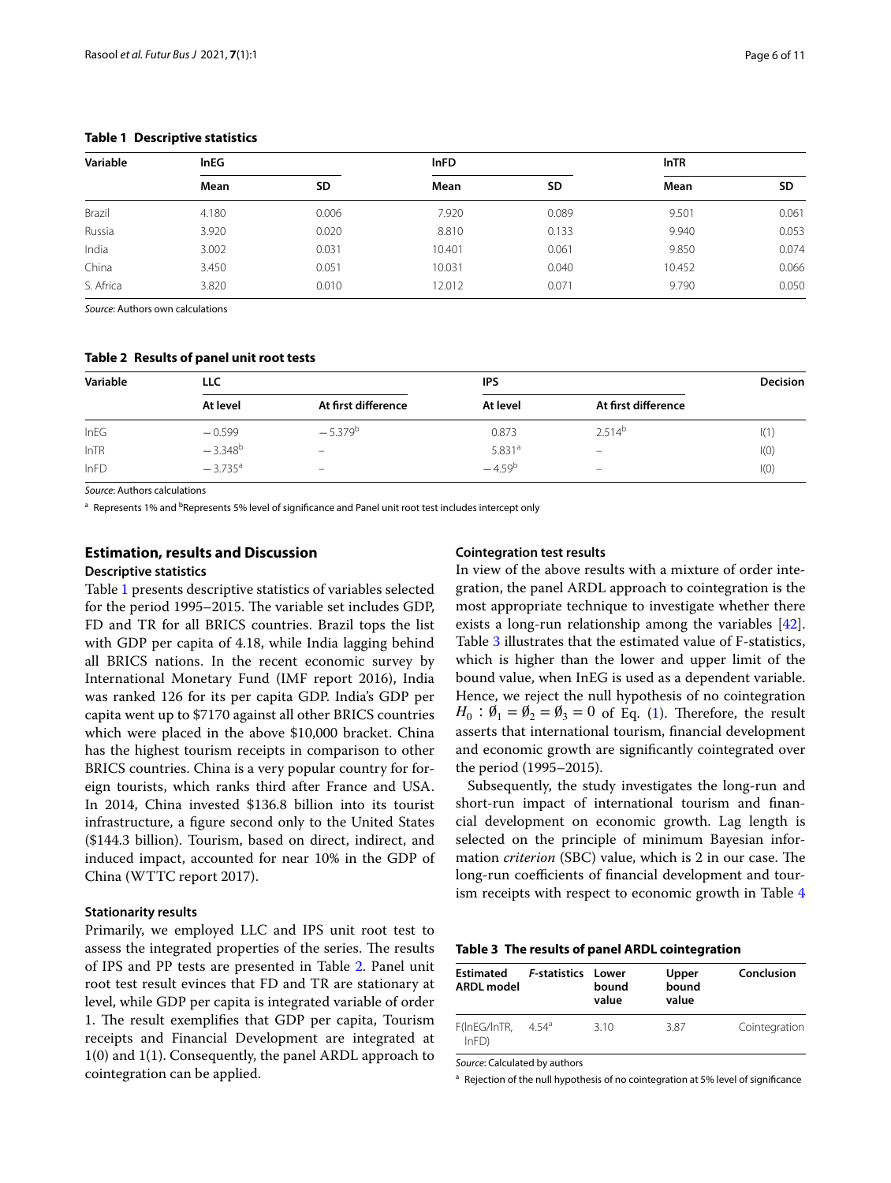**Table 1 Descriptive statistics**

| Variable | lnEG | | lnFD | | lnTR | |
|---|---|---|---|---|---|---|
| | Mean | SD | Mean | SD | Mean | SD |
| Brazil | 4.180 | 0.006 | 7.920 | 0.089 | 9.501 | 0.061 |
| Russia | 3.920 | 0.020 | 8.810 | 0.133 | 9.940 | 0.053 |
| India | 3.002 | 0.031 | 10.401 | 0.061 | 9.850 | 0.074 |
| China | 3.450 | 0.051 | 10.031 | 0.040 | 10.452 | 0.066 |
| S. Africa | 3.820 | 0.010 | 12.012 | 0.071 | 9.790 | 0.050 |

*Source*: Authors own calculations

**Table 2 Results of panel unit root tests**

| Variable | LLC | | IPS | | Decision |
|---|---|---|---|---|---|
| | At level | At first difference | At level | At first difference | |
| lnEG | −0.599 | −5.379[b] | 0.873 | 2.514[b] | I(1) |
| lnTR | −3.348[b] | – | 5.831[a] | – | I(0) |
| lnFD | −3.735[a] | – | −4.59[b] | – | I(0) |

*Source*: Authors calculations

[a] Represents 1% and [b]Represents 5% level of significance and Panel unit root test includes intercept only

## Estimation, results and Discussion

### Descriptive statistics

Table 1 presents descriptive statistics of variables selected for the period 1995–2015. The variable set includes GDP, FD and TR for all BRICS countries. Brazil tops the list with GDP per capita of 4.18, while India lagging behind all BRICS nations. In the recent economic survey by International Monetary Fund (IMF report 2016), India was ranked 126 for its per capita GDP. India's GDP per capita went up to $7170 against all other BRICS countries which were placed in the above $10,000 bracket. China has the highest tourism receipts in comparison to other BRICS countries. China is a very popular country for foreign tourists, which ranks third after France and USA. In 2014, China invested $136.8 billion into its tourist infrastructure, a figure second only to the United States ($144.3 billion). Tourism, based on direct, indirect, and induced impact, accounted for near 10% in the GDP of China (WTTC report 2017).

### Stationarity results

Primarily, we employed LLC and IPS unit root test to assess the integrated properties of the series. The results of IPS and PP tests are presented in Table 2. Panel unit root test result evinces that FD and TR are stationary at level, while GDP per capita is integrated variable of order 1. The result exemplifies that GDP per capita, Tourism receipts and Financial Development are integrated at 1(0) and 1(1). Consequently, the panel ARDL approach to cointegration can be applied.

### Cointegration test results

In view of the above results with a mixture of order integration, the panel ARDL approach to cointegration is the most appropriate technique to investigate whether there exists a long-run relationship among the variables [42]. Table 3 illustrates that the estimated value of F-statistics, which is higher than the lower and upper limit of the bound value, when InEG is used as a dependent variable. Hence, we reject the null hypothesis of no cointegration $H_0: \emptyset_1 = \emptyset_2 = \emptyset_3 = 0$ of Eq. (1). Therefore, the result asserts that international tourism, financial development and economic growth are significantly cointegrated over the period (1995–2015).

Subsequently, the study investigates the long-run and short-run impact of international tourism and financial development on economic growth. Lag length is selected on the principle of minimum Bayesian information *criterion* (SBC) value, which is 2 in our case. The long-run coefficients of financial development and tourism receipts with respect to economic growth in Table 4

**Table 3 The results of panel ARDL cointegration**

| Estimated ARDL model | *F*-statistics | Lower bound value | Upper bound value | Conclusion |
|---|---|---|---|---|
| F(lnEG/lnTR, lnFD) | 4.54[a] | 3.10 | 3.87 | Cointegration |

*Source*: Calculated by authors

[a] Rejection of the null hypothesis of no cointegration at 5% level of significance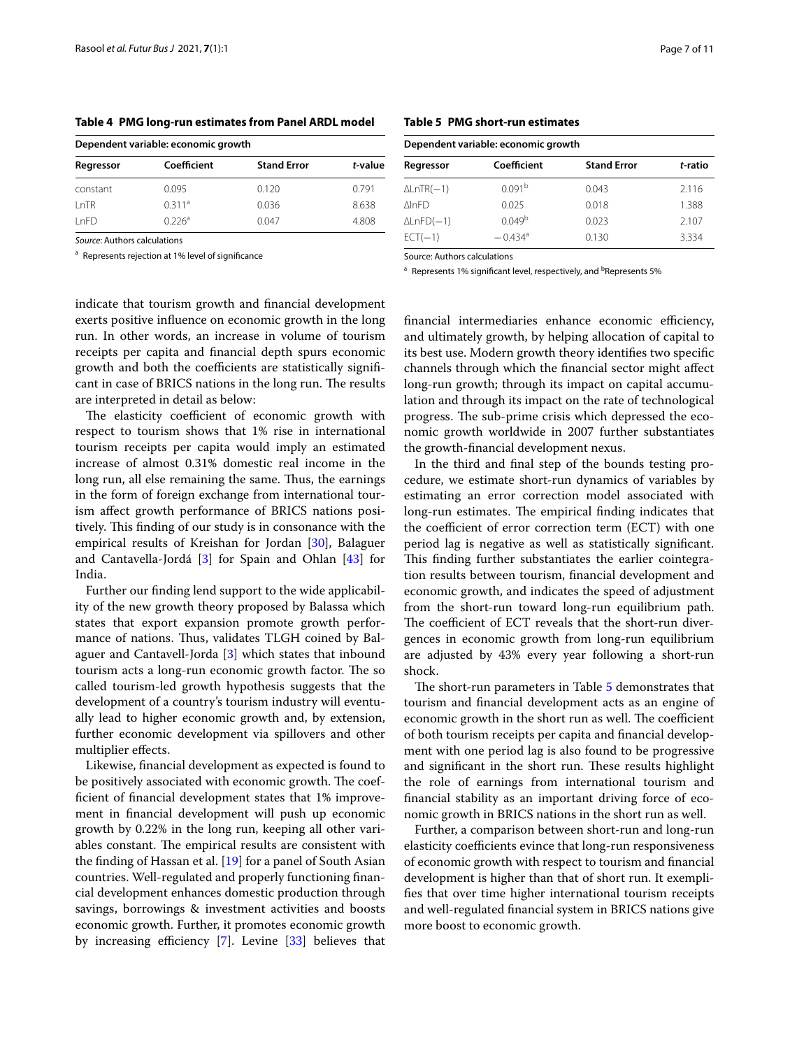**Table 4 PMG long-run estimates from Panel ARDL model**

| Dependent variable: economic growth | | | |
|---|---|---|---|
| Regressor | Coefficient | Stand Error | *t*-value |
| constant | 0.095 | 0.120 | 0.791 |
| LnTR | 0.311[a] | 0.036 | 8.638 |
| LnFD | 0.226[a] | 0.047 | 4.808 |

*Source*: Authors calculations

[a] Represents rejection at 1% level of significance

**Table 5 PMG short-run estimates**

| Dependent variable: economic growth | | | |
|---|---|---|---|
| Regressor | Coefficient | Stand Error | *t*-ratio |
| ΔLnTR(−1) | 0.091[b] | 0.043 | 2.116 |
| ΔlnFD | 0.025 | 0.018 | 1.388 |
| ΔLnFD(−1) | 0.049[b] | 0.023 | 2.107 |
| ECT(−1) | −0.434[a] | 0.130 | 3.334 |

Source: Authors calculations

[a] Represents 1% significant level, respectively, and [b]Represents 5%

indicate that tourism growth and financial development exerts positive influence on economic growth in the long run. In other words, an increase in volume of tourism receipts per capita and financial depth spurs economic growth and both the coefficients are statistically significant in case of BRICS nations in the long run. The results are interpreted in detail as below:

The elasticity coefficient of economic growth with respect to tourism shows that 1% rise in international tourism receipts per capita would imply an estimated increase of almost 0.31% domestic real income in the long run, all else remaining the same. Thus, the earnings in the form of foreign exchange from international tourism affect growth performance of BRICS nations positively. This finding of our study is in consonance with the empirical results of Kreishan for Jordan [30], Balaguer and Cantavella-Jordá [3] for Spain and Ohlan [43] for India.

Further our finding lend support to the wide applicability of the new growth theory proposed by Balassa which states that export expansion promote growth performance of nations. Thus, validates TLGH coined by Balaguer and Cantavell-Jorda [3] which states that inbound tourism acts a long-run economic growth factor. The so called tourism-led growth hypothesis suggests that the development of a country's tourism industry will eventually lead to higher economic growth and, by extension, further economic development via spillovers and other multiplier effects.

Likewise, financial development as expected is found to be positively associated with economic growth. The coefficient of financial development states that 1% improvement in financial development will push up economic growth by 0.22% in the long run, keeping all other variables constant. The empirical results are consistent with the finding of Hassan et al. [19] for a panel of South Asian countries. Well-regulated and properly functioning financial development enhances domestic production through savings, borrowings & investment activities and boosts economic growth. Further, it promotes economic growth by increasing efficiency [7]. Levine [33] believes that financial intermediaries enhance economic efficiency, and ultimately growth, by helping allocation of capital to its best use. Modern growth theory identifies two specific channels through which the financial sector might affect long-run growth; through its impact on capital accumulation and through its impact on the rate of technological progress. The sub-prime crisis which depressed the economic growth worldwide in 2007 further substantiates the growth-financial development nexus.

In the third and final step of the bounds testing procedure, we estimate short-run dynamics of variables by estimating an error correction model associated with long-run estimates. The empirical finding indicates that the coefficient of error correction term (ECT) with one period lag is negative as well as statistically significant. This finding further substantiates the earlier cointegration results between tourism, financial development and economic growth, and indicates the speed of adjustment from the short-run toward long-run equilibrium path. The coefficient of ECT reveals that the short-run divergences in economic growth from long-run equilibrium are adjusted by 43% every year following a short-run shock.

The short-run parameters in Table 5 demonstrates that tourism and financial development acts as an engine of economic growth in the short run as well. The coefficient of both tourism receipts per capita and financial development with one period lag is also found to be progressive and significant in the short run. These results highlight the role of earnings from international tourism and financial stability as an important driving force of economic growth in BRICS nations in the short run as well.

Further, a comparison between short-run and long-run elasticity coefficients evince that long-run responsiveness of economic growth with respect to tourism and financial development is higher than that of short run. It exemplifies that over time higher international tourism receipts and well-regulated financial system in BRICS nations give more boost to economic growth.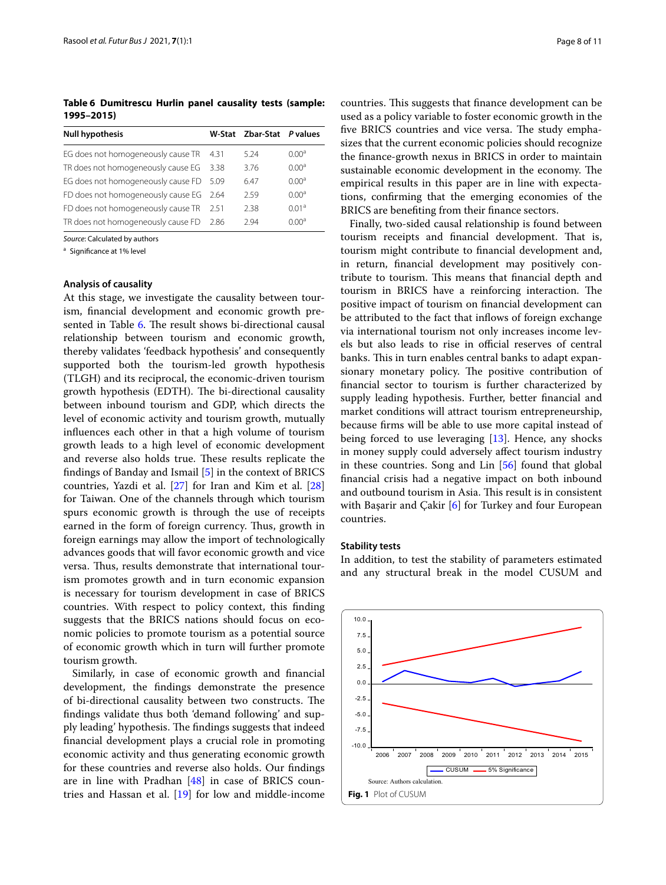**Table 6 Dumitrescu Hurlin panel causality tests (sample: 1995–2015)**

| Null hypothesis | W-Stat | Zbar-Stat | P values |
|---|---|---|---|
| EG does not homogeneously cause TR | 4.31 | 5.24 | 0.00[a] |
| TR does not homogeneously cause EG | 3.38 | 3.76 | 0.00[a] |
| EG does not homogeneously cause FD | 5.09 | 6.47 | 0.00[a] |
| FD does not homogeneously cause EG | 2.64 | 2.59 | 0.00[a] |
| FD does not homogeneously cause TR | 2.51 | 2.38 | 0.01[a] |
| TR does not homogeneously cause FD | 2.86 | 2.94 | 0.00[a] |

*Source*: Calculated by authors

[a] Significance at 1% level

### Analysis of causality

At this stage, we investigate the causality between tourism, financial development and economic growth presented in Table 6. The result shows bi-directional causal relationship between tourism and economic growth, thereby validates 'feedback hypothesis' and consequently supported both the tourism-led growth hypothesis (TLGH) and its reciprocal, the economic-driven tourism growth hypothesis (EDTH). The bi-directional causality between inbound tourism and GDP, which directs the level of economic activity and tourism growth, mutually influences each other in that a high volume of tourism growth leads to a high level of economic development and reverse also holds true. These results replicate the findings of Banday and Ismail [5] in the context of BRICS countries, Yazdi et al. [27] for Iran and Kim et al. [28] for Taiwan. One of the channels through which tourism spurs economic growth is through the use of receipts earned in the form of foreign currency. Thus, growth in foreign earnings may allow the import of technologically advances goods that will favor economic growth and vice versa. Thus, results demonstrate that international tourism promotes growth and in turn economic expansion is necessary for tourism development in case of BRICS countries. With respect to policy context, this finding suggests that the BRICS nations should focus on economic policies to promote tourism as a potential source of economic growth which in turn will further promote tourism growth.

Similarly, in case of economic growth and financial development, the findings demonstrate the presence of bi-directional causality between two constructs. The findings validate thus both 'demand following' and supply leading' hypothesis. The findings suggests that indeed financial development plays a crucial role in promoting economic activity and thus generating economic growth for these countries and reverse also holds. Our findings are in line with Pradhan [48] in case of BRICS countries and Hassan et al. [19] for low and middle-income countries. This suggests that finance development can be used as a policy variable to foster economic growth in the five BRICS countries and vice versa. The study emphasizes that the current economic policies should recognize the finance-growth nexus in BRICS in order to maintain sustainable economic development in the economy. The empirical results in this paper are in line with expectations, confirming that the emerging economies of the BRICS are benefiting from their finance sectors.

Finally, two-sided causal relationship is found between tourism receipts and financial development. That is, tourism might contribute to financial development and, in return, financial development may positively contribute to tourism. This means that financial depth and tourism in BRICS have a reinforcing interaction. The positive impact of tourism on financial development can be attributed to the fact that inflows of foreign exchange via international tourism not only increases income levels but also leads to rise in official reserves of central banks. This in turn enables central banks to adapt expansionary monetary policy. The positive contribution of financial sector to tourism is further characterized by supply leading hypothesis. Further, better financial and market conditions will attract tourism entrepreneurship, because firms will be able to use more capital instead of being forced to use leveraging [13]. Hence, any shocks in money supply could adversely affect tourism industry in these countries. Song and Lin [56] found that global financial crisis had a negative impact on both inbound and outbound tourism in Asia. This result is in consistent with Başarir and Çakir [6] for Turkey and four European countries.

### Stability tests

In addition, to test the stability of parameters estimated and any structural break in the model CUSUM and

**Fig. 1** Plot of CUSUM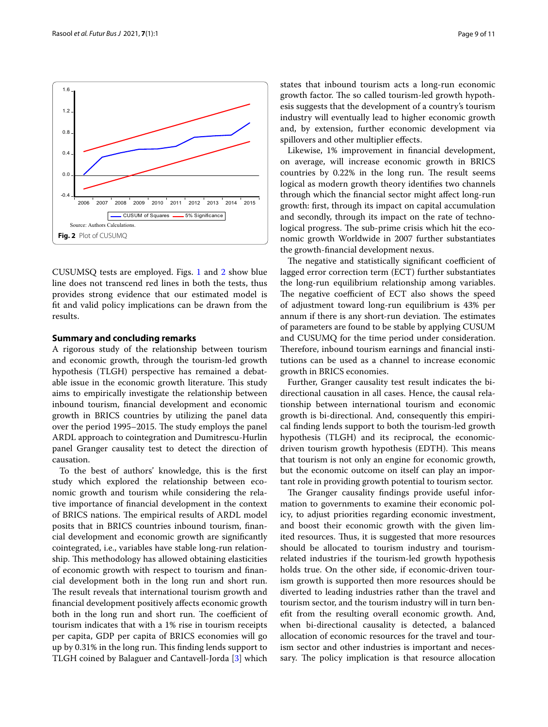Source: Authors Calculations.

**Fig. 2** Plot of CUSUMQ

CUSUMSQ tests are employed. Figs. 1 and 2 show blue line does not transcend red lines in both the tests, thus provides strong evidence that our estimated model is fit and valid policy implications can be drawn from the results.

## Summary and concluding remarks

A rigorous study of the relationship between tourism and economic growth, through the tourism-led growth hypothesis (TLGH) perspective has remained a debatable issue in the economic growth literature. This study aims to empirically investigate the relationship between inbound tourism, financial development and economic growth in BRICS countries by utilizing the panel data over the period 1995–2015. The study employs the panel ARDL approach to cointegration and Dumitrescu-Hurlin panel Granger causality test to detect the direction of causation.

To the best of authors' knowledge, this is the first study which explored the relationship between economic growth and tourism while considering the relative importance of financial development in the context of BRICS nations. The empirical results of ARDL model posits that in BRICS countries inbound tourism, financial development and economic growth are significantly cointegrated, i.e., variables have stable long-run relationship. This methodology has allowed obtaining elasticities of economic growth with respect to tourism and financial development both in the long run and short run. The result reveals that international tourism growth and financial development positively affects economic growth both in the long run and short run. The coefficient of tourism indicates that with a 1% rise in tourism receipts per capita, GDP per capita of BRICS economies will go up by 0.31% in the long run. This finding lends support to TLGH coined by Balaguer and Cantavell-Jorda [3] which states that inbound tourism acts a long-run economic growth factor. The so called tourism-led growth hypothesis suggests that the development of a country's tourism industry will eventually lead to higher economic growth and, by extension, further economic development via spillovers and other multiplier effects.

Likewise, 1% improvement in financial development, on average, will increase economic growth in BRICS countries by 0.22% in the long run. The result seems logical as modern growth theory identifies two channels through which the financial sector might affect long-run growth: first, through its impact on capital accumulation and secondly, through its impact on the rate of technological progress. The sub-prime crisis which hit the economic growth Worldwide in 2007 further substantiates the growth-financial development nexus.

The negative and statistically significant coefficient of lagged error correction term (ECT) further substantiates the long-run equilibrium relationship among variables. The negative coefficient of ECT also shows the speed of adjustment toward long-run equilibrium is 43% per annum if there is any short-run deviation. The estimates of parameters are found to be stable by applying CUSUM and CUSUMQ for the time period under consideration. Therefore, inbound tourism earnings and financial institutions can be used as a channel to increase economic growth in BRICS economies.

Further, Granger causality test result indicates the bi-directional causation in all cases. Hence, the causal relationship between international tourism and economic growth is bi-directional. And, consequently this empirical finding lends support to both the tourism-led growth hypothesis (TLGH) and its reciprocal, the economic-driven tourism growth hypothesis (EDTH). This means that tourism is not only an engine for economic growth, but the economic outcome on itself can play an important role in providing growth potential to tourism sector.

The Granger causality findings provide useful information to governments to examine their economic policy, to adjust priorities regarding economic investment, and boost their economic growth with the given limited resources. Thus, it is suggested that more resources should be allocated to tourism industry and tourism-related industries if the tourism-led growth hypothesis holds true. On the other side, if economic-driven tourism growth is supported then more resources should be diverted to leading industries rather than the travel and tourism sector, and the tourism industry will in turn benefit from the resulting overall economic growth. And, when bi-directional causality is detected, a balanced allocation of economic resources for the travel and tourism sector and other industries is important and necessary. The policy implication is that resource allocation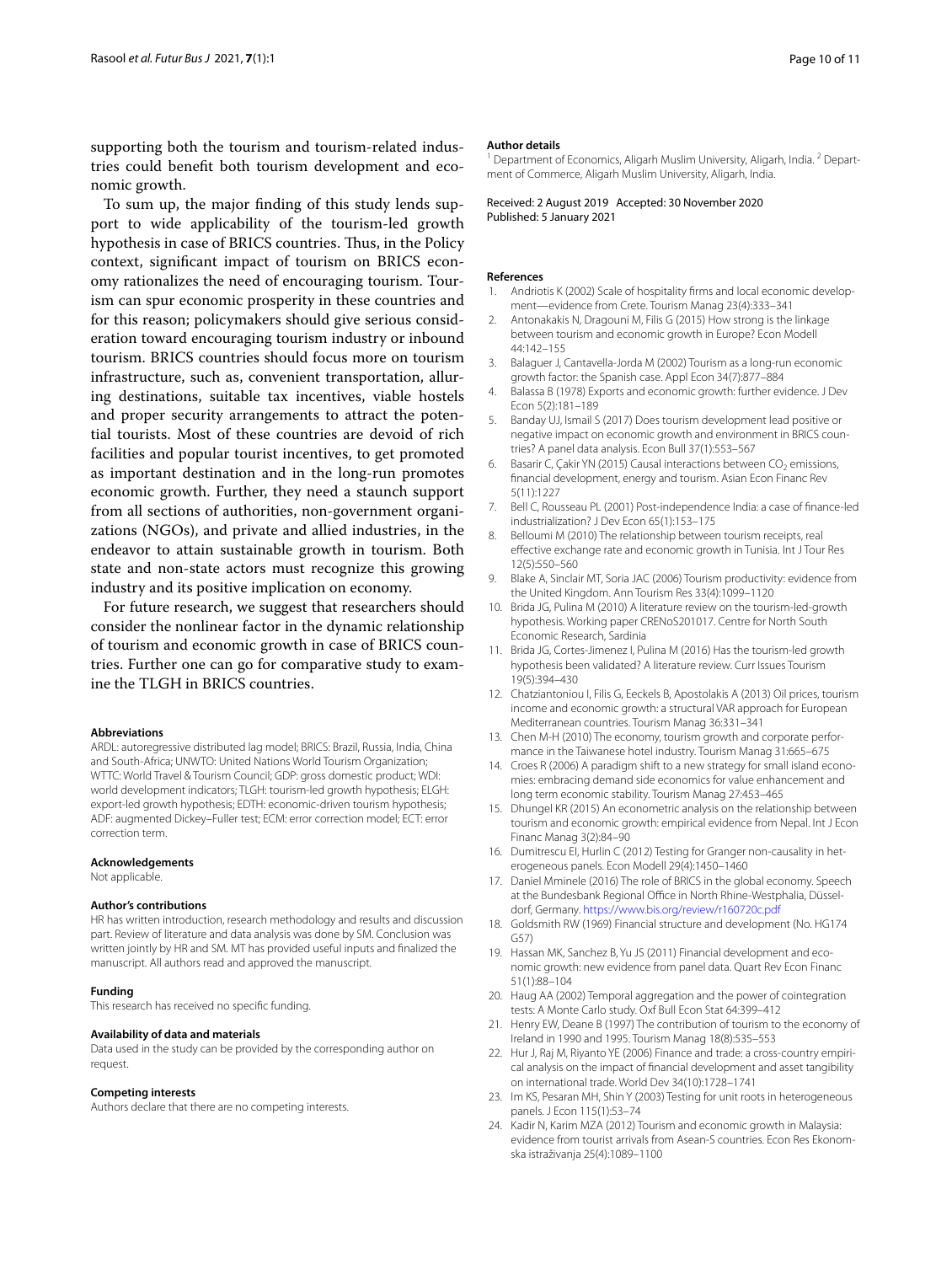supporting both the tourism and tourism-related industries could benefit both tourism development and economic growth.

To sum up, the major finding of this study lends support to wide applicability of the tourism-led growth hypothesis in case of BRICS countries. Thus, in the Policy context, significant impact of tourism on BRICS economy rationalizes the need of encouraging tourism. Tourism can spur economic prosperity in these countries and for this reason; policymakers should give serious consideration toward encouraging tourism industry or inbound tourism. BRICS countries should focus more on tourism infrastructure, such as, convenient transportation, alluring destinations, suitable tax incentives, viable hostels and proper security arrangements to attract the potential tourists. Most of these countries are devoid of rich facilities and popular tourist incentives, to get promoted as important destination and in the long-run promotes economic growth. Further, they need a staunch support from all sections of authorities, non-government organizations (NGOs), and private and allied industries, in the endeavor to attain sustainable growth in tourism. Both state and non-state actors must recognize this growing industry and its positive implication on economy.

For future research, we suggest that researchers should consider the nonlinear factor in the dynamic relationship of tourism and economic growth in case of BRICS countries. Further one can go for comparative study to examine the TLGH in BRICS countries.

#### Abbreviations

ARDL: autoregressive distributed lag model; BRICS: Brazil, Russia, India, China and South-Africa; UNWTO: United Nations World Tourism Organization; WTTC: World Travel & Tourism Council; GDP: gross domestic product; WDI: world development indicators; TLGH: tourism-led growth hypothesis; ELGH: export-led growth hypothesis; EDTH: economic-driven tourism hypothesis; ADF: augmented Dickey–Fuller test; ECM: error correction model; ECT: error correction term.

#### Acknowledgements

Not applicable.

#### Author's contributions

HR has written introduction, research methodology and results and discussion part. Review of literature and data analysis was done by SM. Conclusion was written jointly by HR and SM. MT has provided useful inputs and finalized the manuscript. All authors read and approved the manuscript.

#### Funding

This research has received no specific funding.

#### Availability of data and materials

Data used in the study can be provided by the corresponding author on request.

#### Competing interests

Authors declare that there are no competing interests.

#### Author details

[1] Department of Economics, Aligarh Muslim University, Aligarh, India. [2] Department of Commerce, Aligarh Muslim University, Aligarh, India.

Received: 2 August 2019 Accepted: 30 November 2020
Published: 5 January 2021

#### References

1. Andriotis K (2002) Scale of hospitality firms and local economic development—evidence from Crete. Tourism Manag 23(4):333–341
2. Antonakakis N, Dragouni M, Filis G (2015) How strong is the linkage between tourism and economic growth in Europe? Econ Modell 44:142–155
3. Balaguer J, Cantavella-Jorda M (2002) Tourism as a long-run economic growth factor: the Spanish case. Appl Econ 34(7):877–884
4. Balassa B (1978) Exports and economic growth: further evidence. J Dev Econ 5(2):181–189
5. Banday UJ, Ismail S (2017) Does tourism development lead positive or negative impact on economic growth and environment in BRICS countries? A panel data analysis. Econ Bull 37(1):553–567
6. Basarir C, Çakir YN (2015) Causal interactions between $CO_2$ emissions, financial development, energy and tourism. Asian Econ Financ Rev 5(11):1227
7. Bell C, Rousseau PL (2001) Post-independence India: a case of finance-led industrialization? J Dev Econ 65(1):153–175
8. Belloumi M (2010) The relationship between tourism receipts, real effective exchange rate and economic growth in Tunisia. Int J Tour Res 12(5):550–560
9. Blake A, Sinclair MT, Soria JAC (2006) Tourism productivity: evidence from the United Kingdom. Ann Tourism Res 33(4):1099–1120
10. Brida JG, Pulina M (2010) A literature review on the tourism-led-growth hypothesis. Working paper CRENoS201017. Centre for North South Economic Research, Sardinia
11. Brida JG, Cortes-Jimenez I, Pulina M (2016) Has the tourism-led growth hypothesis been validated? A literature review. Curr Issues Tourism 19(5):394–430
12. Chatziantoniou I, Filis G, Eeckels B, Apostolakis A (2013) Oil prices, tourism income and economic growth: a structural VAR approach for European Mediterranean countries. Tourism Manag 36:331–341
13. Chen M-H (2010) The economy, tourism growth and corporate performance in the Taiwanese hotel industry. Tourism Manag 31:665–675
14. Croes R (2006) A paradigm shift to a new strategy for small island economies: embracing demand side economics for value enhancement and long term economic stability. Tourism Manag 27:453–465
15. Dhungel KR (2015) An econometric analysis on the relationship between tourism and economic growth: empirical evidence from Nepal. Int J Econ Financ Manag 3(2):84–90
16. Dumitrescu EI, Hurlin C (2012) Testing for Granger non-causality in heterogeneous panels. Econ Modell 29(4):1450–1460
17. Daniel Mminele (2016) The role of BRICS in the global economy. Speech at the Bundesbank Regional Office in North Rhine-Westphalia, Düsseldorf, Germany. https://www.bis.org/review/r160720c.pdf
18. Goldsmith RW (1969) Financial structure and development (No. HG174 G57)
19. Hassan MK, Sanchez B, Yu JS (2011) Financial development and economic growth: new evidence from panel data. Quart Rev Econ Financ 51(1):88–104
20. Haug AA (2002) Temporal aggregation and the power of cointegration tests: A Monte Carlo study. Oxf Bull Econ Stat 64:399–412
21. Henry EW, Deane B (1997) The contribution of tourism to the economy of Ireland in 1990 and 1995. Tourism Manag 18(8):535–553
22. Hur J, Raj M, Riyanto YE (2006) Finance and trade: a cross-country empirical analysis on the impact of financial development and asset tangibility on international trade. World Dev 34(10):1728–1741
23. Im KS, Pesaran MH, Shin Y (2003) Testing for unit roots in heterogeneous panels. J Econ 115(1):53–74
24. Kadir N, Karim MZA (2012) Tourism and economic growth in Malaysia: evidence from tourist arrivals from Asean-S countries. Econ Res Ekonomska istraživanja 25(4):1089–1100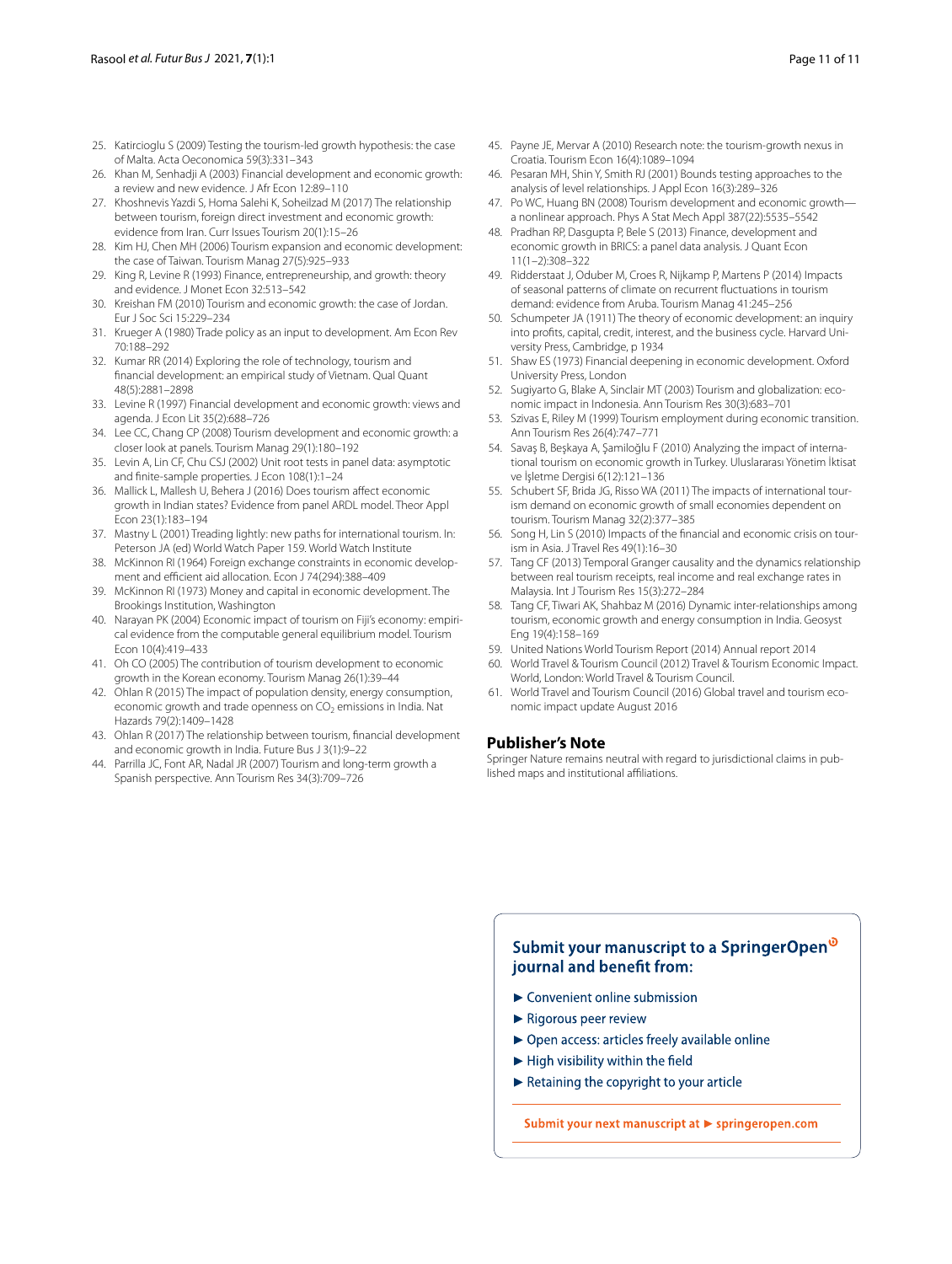25. Katircioglu S (2009) Testing the tourism-led growth hypothesis: the case of Malta. Acta Oeconomica 59(3):331–343
26. Khan M, Senhadji A (2003) Financial development and economic growth: a review and new evidence. J Afr Econ 12:89–110
27. Khoshnevis Yazdi S, Homa Salehi K, Soheilzad M (2017) The relationship between tourism, foreign direct investment and economic growth: evidence from Iran. Curr Issues Tourism 20(1):15–26
28. Kim HJ, Chen MH (2006) Tourism expansion and economic development: the case of Taiwan. Tourism Manag 27(5):925–933
29. King R, Levine R (1993) Finance, entrepreneurship, and growth: theory and evidence. J Monet Econ 32:513–542
30. Kreishan FM (2010) Tourism and economic growth: the case of Jordan. Eur J Soc Sci 15:229–234
31. Krueger A (1980) Trade policy as an input to development. Am Econ Rev 70:188–292
32. Kumar RR (2014) Exploring the role of technology, tourism and financial development: an empirical study of Vietnam. Qual Quant 48(5):2881–2898
33. Levine R (1997) Financial development and economic growth: views and agenda. J Econ Lit 35(2):688–726
34. Lee CC, Chang CP (2008) Tourism development and economic growth: a closer look at panels. Tourism Manag 29(1):180–192
35. Levin A, Lin CF, Chu CSJ (2002) Unit root tests in panel data: asymptotic and finite-sample properties. J Econ 108(1):1–24
36. Mallick L, Mallesh U, Behera J (2016) Does tourism affect economic growth in Indian states? Evidence from panel ARDL model. Theor Appl Econ 23(1):183–194
37. Mastny L (2001) Treading lightly: new paths for international tourism. In: Peterson JA (ed) World Watch Paper 159. World Watch Institute
38. McKinnon RI (1964) Foreign exchange constraints in economic development and efficient aid allocation. Econ J 74(294):388–409
39. McKinnon RI (1973) Money and capital in economic development. The Brookings Institution, Washington
40. Narayan PK (2004) Economic impact of tourism on Fiji's economy: empirical evidence from the computable general equilibrium model. Tourism Econ 10(4):419–433
41. Oh CO (2005) The contribution of tourism development to economic growth in the Korean economy. Tourism Manag 26(1):39–44
42. Ohlan R (2015) The impact of population density, energy consumption, economic growth and trade openness on $CO_2$ emissions in India. Nat Hazards 79(2):1409–1428
43. Ohlan R (2017) The relationship between tourism, financial development and economic growth in India. Future Bus J 3(1):9–22
44. Parrilla JC, Font AR, Nadal JR (2007) Tourism and long-term growth a Spanish perspective. Ann Tourism Res 34(3):709–726
45. Payne JE, Mervar A (2010) Research note: the tourism-growth nexus in Croatia. Tourism Econ 16(4):1089–1094
46. Pesaran MH, Shin Y, Smith RJ (2001) Bounds testing approaches to the analysis of level relationships. J Appl Econ 16(3):289–326
47. Po WC, Huang BN (2008) Tourism development and economic growth—a nonlinear approach. Phys A Stat Mech Appl 387(22):5535–5542
48. Pradhan RP, Dasgupta P, Bele S (2013) Finance, development and economic growth in BRICS: a panel data analysis. J Quant Econ 11(1–2):308–322
49. Ridderstaat J, Oduber M, Croes R, Nijkamp P, Martens P (2014) Impacts of seasonal patterns of climate on recurrent fluctuations in tourism demand: evidence from Aruba. Tourism Manag 41:245–256
50. Schumpeter JA (1911) The theory of economic development: an inquiry into profits, capital, credit, interest, and the business cycle. Harvard University Press, Cambridge, p 1934
51. Shaw ES (1973) Financial deepening in economic development. Oxford University Press, London
52. Sugiyarto G, Blake A, Sinclair MT (2003) Tourism and globalization: economic impact in Indonesia. Ann Tourism Res 30(3):683–701
53. Szivas E, Riley M (1999) Tourism employment during economic transition. Ann Tourism Res 26(4):747–771
54. Savaş B, Beşkaya A, Şamiloğlu F (2010) Analyzing the impact of international tourism on economic growth in Turkey. Uluslararası Yönetim İktisat ve İşletme Dergisi 6(12):121–136
55. Schubert SF, Brida JG, Risso WA (2011) The impacts of international tourism demand on economic growth of small economies dependent on tourism. Tourism Manag 32(2):377–385
56. Song H, Lin S (2010) Impacts of the financial and economic crisis on tourism in Asia. J Travel Res 49(1):16–30
57. Tang CF (2013) Temporal Granger causality and the dynamics relationship between real tourism receipts, real income and real exchange rates in Malaysia. Int J Tourism Res 15(3):272–284
58. Tang CF, Tiwari AK, Shahbaz M (2016) Dynamic inter-relationships among tourism, economic growth and energy consumption in India. Geosyst Eng 19(4):158–169
59. United Nations World Tourism Report (2014) Annual report 2014
60. World Travel & Tourism Council (2012) Travel & Tourism Economic Impact. World, London: World Travel & Tourism Council.
61. World Travel and Tourism Council (2016) Global travel and tourism economic impact update August 2016

## Publisher's Note

Springer Nature remains neutral with regard to jurisdictional claims in published maps and institutional affiliations.